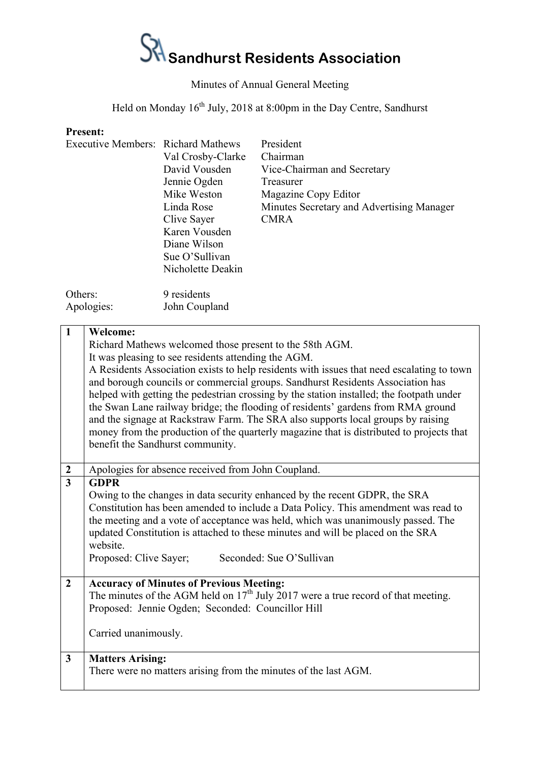# Sandhurst Residents Association

Minutes of Annual General Meeting

Held on Monday 16th July, 2018 at 8:00pm in the Day Centre, Sandhurst

**Present:**

| | | |
|---|---|---|
| Executive Members: | Richard Mathews | President |
| | Val Crosby-Clarke | Chairman |
| | David Vousden | Vice-Chairman and Secretary |
| | Jennie Ogden | Treasurer |
| | Mike Weston | Magazine Copy Editor |
| | Linda Rose | Minutes Secretary and Advertising Manager |
| | Clive Sayer | CMRA |
| | Karen Vousden | |
| | Diane Wilson | |
| | Sue O'Sullivan | |
| | Nicholette Deakin | |

| | |
|---|---|
| Others: | 9 residents |
| Apologies: | John Coupland |

| | |
|---|---|
| **1** | **Welcome:**<br>Richard Mathews welcomed those present to the 58th AGM.<br>It was pleasing to see residents attending the AGM.<br>A Residents Association exists to help residents with issues that need escalating to town and borough councils or commercial groups. Sandhurst Residents Association has helped with getting the pedestrian crossing by the station installed; the footpath under the Swan Lane railway bridge; the flooding of residents' gardens from RMA ground and the signage at Rackstraw Farm. The SRA also supports local groups by raising money from the production of the quarterly magazine that is distributed to projects that benefit the Sandhurst community. |
| **2** | Apologies for absence received from John Coupland. |
| **3** | **GDPR**<br>Owing to the changes in data security enhanced by the recent GDPR, the SRA Constitution has been amended to include a Data Policy. This amendment was read to the meeting and a vote of acceptance was held, which was unanimously passed. The updated Constitution is attached to these minutes and will be placed on the SRA website.<br>Proposed: Clive Sayer; Seconded: Sue O'Sullivan |
| **2** | **Accuracy of Minutes of Previous Meeting:**<br>The minutes of the AGM held on 17th July 2017 were a true record of that meeting.<br>Proposed: Jennie Ogden; Seconded: Councillor Hill<br><br>Carried unanimously. |
| **3** | **Matters Arising:**<br>There were no matters arising from the minutes of the last AGM. |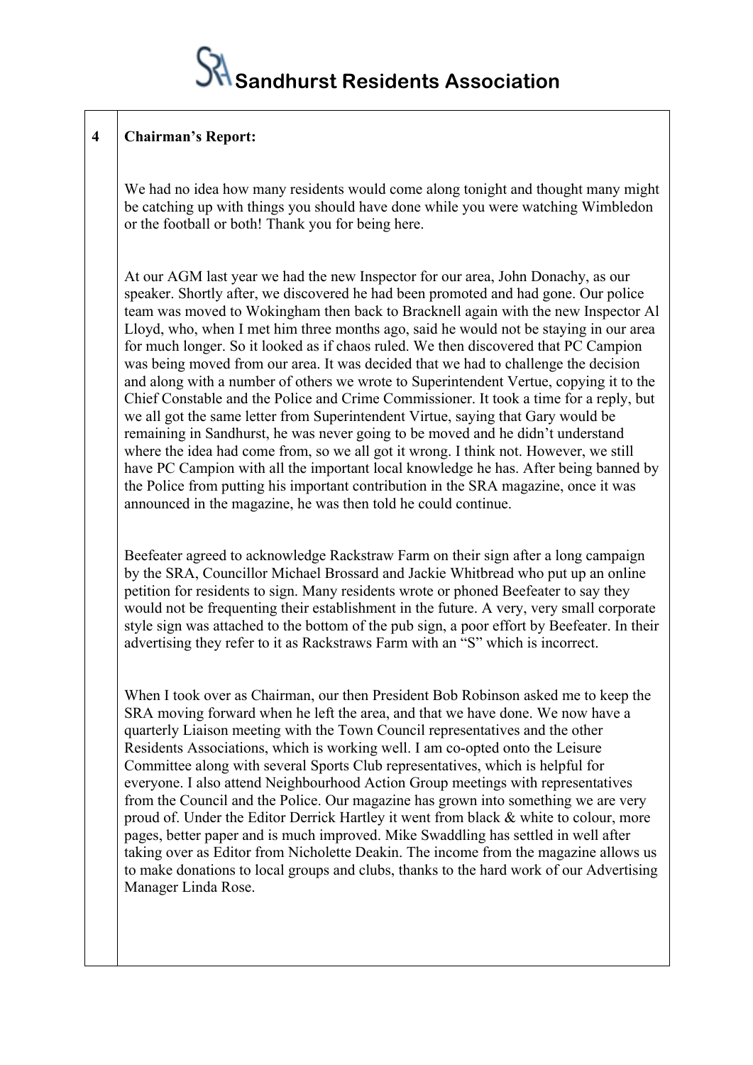# Sandhurst Residents Association

**4 Chairman's Report:**

We had no idea how many residents would come along tonight and thought many might be catching up with things you should have done while you were watching Wimbledon or the football or both! Thank you for being here.

At our AGM last year we had the new Inspector for our area, John Donachy, as our speaker. Shortly after, we discovered he had been promoted and had gone. Our police team was moved to Wokingham then back to Bracknell again with the new Inspector Al Lloyd, who, when I met him three months ago, said he would not be staying in our area for much longer. So it looked as if chaos ruled. We then discovered that PC Campion was being moved from our area. It was decided that we had to challenge the decision and along with a number of others we wrote to Superintendent Vertue, copying it to the Chief Constable and the Police and Crime Commissioner. It took a time for a reply, but we all got the same letter from Superintendent Virtue, saying that Gary would be remaining in Sandhurst, he was never going to be moved and he didn't understand where the idea had come from, so we all got it wrong. I think not. However, we still have PC Campion with all the important local knowledge he has. After being banned by the Police from putting his important contribution in the SRA magazine, once it was announced in the magazine, he was then told he could continue.

Beefeater agreed to acknowledge Rackstraw Farm on their sign after a long campaign by the SRA, Councillor Michael Brossard and Jackie Whitbread who put up an online petition for residents to sign. Many residents wrote or phoned Beefeater to say they would not be frequenting their establishment in the future. A very, very small corporate style sign was attached to the bottom of the pub sign, a poor effort by Beefeater. In their advertising they refer to it as Rackstraws Farm with an "S" which is incorrect.

When I took over as Chairman, our then President Bob Robinson asked me to keep the SRA moving forward when he left the area, and that we have done. We now have a quarterly Liaison meeting with the Town Council representatives and the other Residents Associations, which is working well. I am co-opted onto the Leisure Committee along with several Sports Club representatives, which is helpful for everyone. I also attend Neighbourhood Action Group meetings with representatives from the Council and the Police. Our magazine has grown into something we are very proud of. Under the Editor Derrick Hartley it went from black & white to colour, more pages, better paper and is much improved. Mike Swaddling has settled in well after taking over as Editor from Nicholette Deakin. The income from the magazine allows us to make donations to local groups and clubs, thanks to the hard work of our Advertising Manager Linda Rose.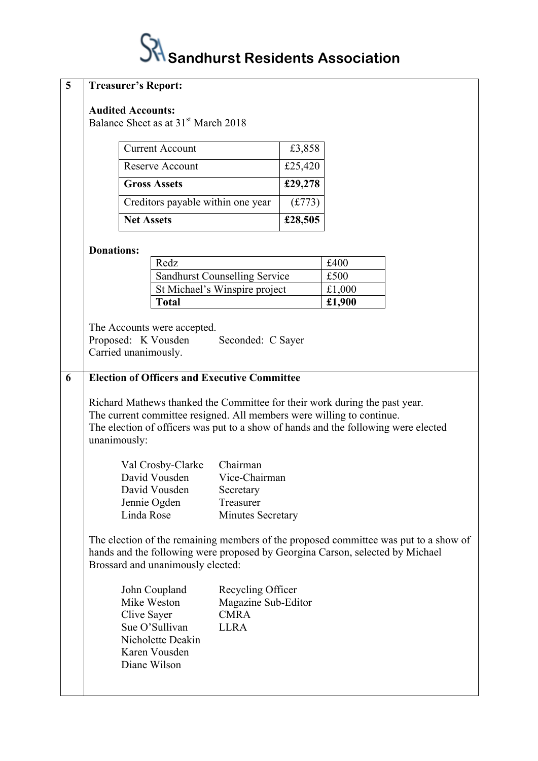# Sandhurst Residents Association

## 5 Treasurer's Report:

**Audited Accounts:**
Balance Sheet as at 31st March 2018

| | |
|---|---|
| Current Account | £3,858 |
| Reserve Account | £25,420 |
| **Gross Assets** | **£29,278** |
| Creditors payable within one year | (£773) |
| **Net Assets** | **£28,505** |

**Donations:**

| | |
|---|---|
| Redz | £400 |
| Sandhurst Counselling Service | £500 |
| St Michael's Winspire project | £1,000 |
| **Total** | **£1,900** |

The Accounts were accepted.
Proposed: K Vousden Seconded: C Sayer
Carried unanimously.

## 6 Election of Officers and Executive Committee

Richard Mathews thanked the Committee for their work during the past year.
The current committee resigned. All members were willing to continue.
The election of officers was put to a show of hands and the following were elected unanimously:

| | |
|---|---|
| Val Crosby-Clarke | Chairman |
| David Vousden | Vice-Chairman |
| David Vousden | Secretary |
| Jennie Ogden | Treasurer |
| Linda Rose | Minutes Secretary |

The election of the remaining members of the proposed committee was put to a show of hands and the following were proposed by Georgina Carson, selected by Michael Brossard and unanimously elected:

| | |
|---|---|
| John Coupland | Recycling Officer |
| Mike Weston | Magazine Sub-Editor |
| Clive Sayer | CMRA |
| Sue O'Sullivan | LLRA |
| Nicholette Deakin | |
| Karen Vousden | |
| Diane Wilson | |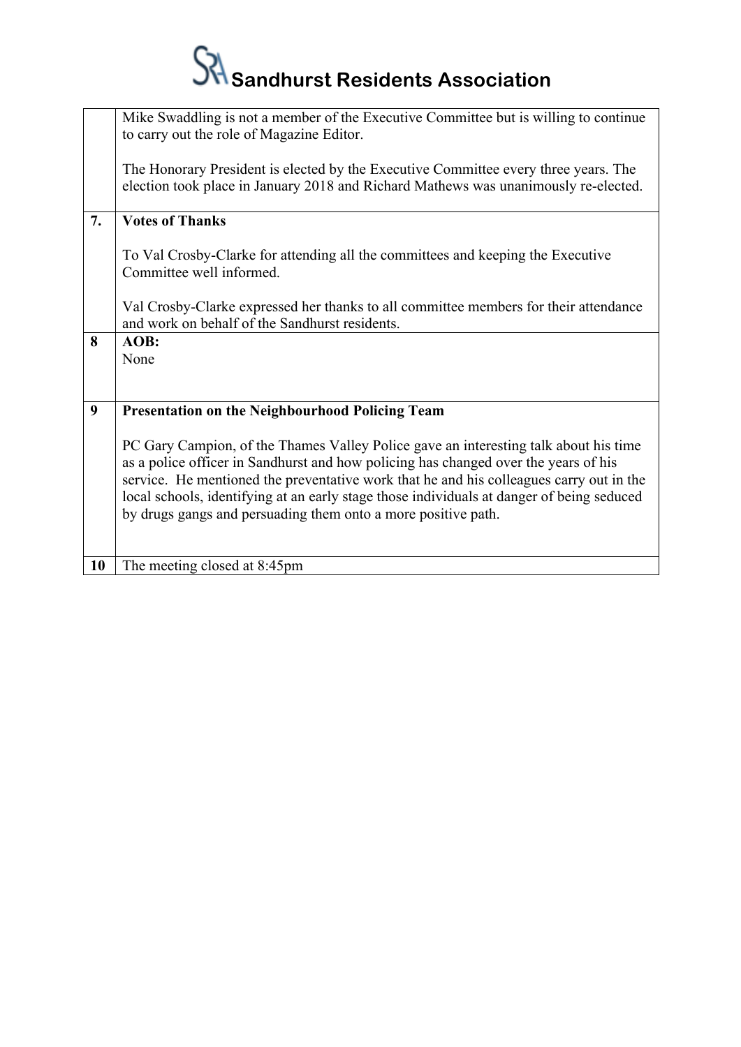| | |
|---|---|
| | Mike Swaddling is not a member of the Executive Committee but is willing to continue to carry out the role of Magazine Editor.<br><br>The Honorary President is elected by the Executive Committee every three years. The election took place in January 2018 and Richard Mathews was unanimously re-elected. |
| 7. | **Votes of Thanks**<br><br>To Val Crosby-Clarke for attending all the committees and keeping the Executive Committee well informed.<br><br>Val Crosby-Clarke expressed her thanks to all committee members for their attendance and work on behalf of the Sandhurst residents. |
| 8 | **AOB:**<br>None |
| 9 | **Presentation on the Neighbourhood Policing Team**<br><br>PC Gary Campion, of the Thames Valley Police gave an interesting talk about his time as a police officer in Sandhurst and how policing has changed over the years of his service. He mentioned the preventative work that he and his colleagues carry out in the local schools, identifying at an early stage those individuals at danger of being seduced by drugs gangs and persuading them onto a more positive path. |
| 10 | The meeting closed at 8:45pm |